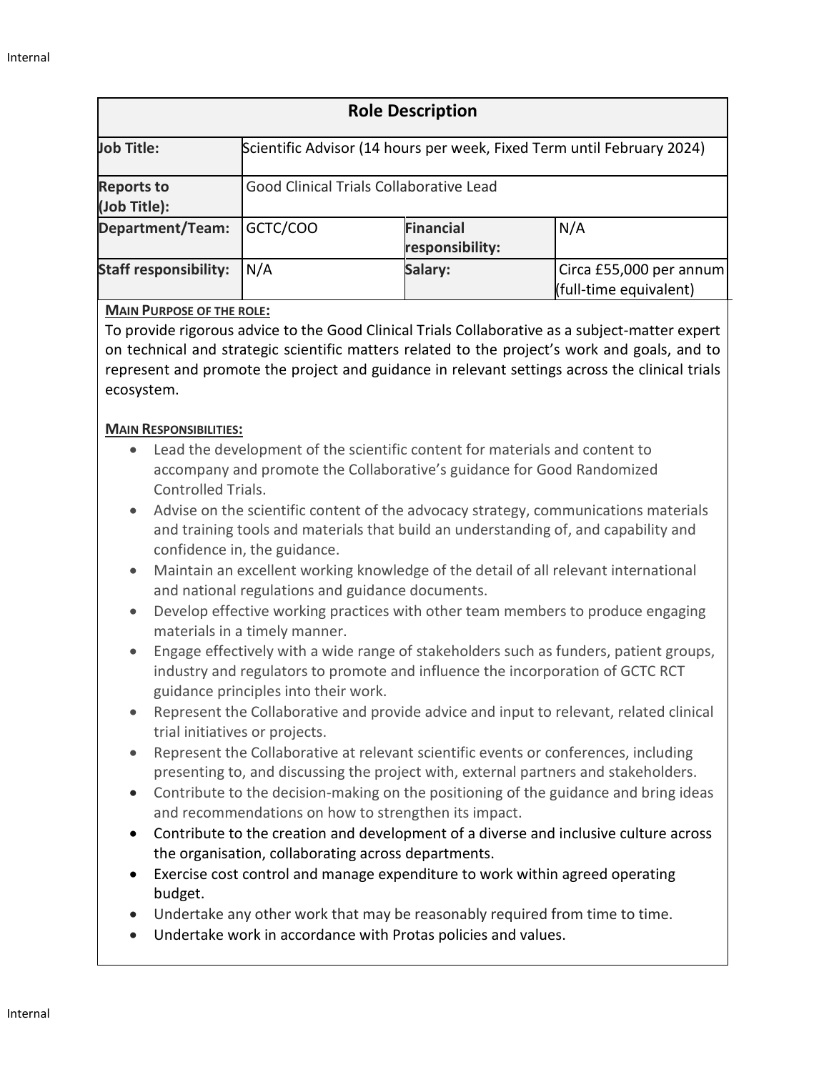| Role Description | | | |
|---|---|---|---|
| **Job Title:** | Scientific Advisor (14 hours per week, Fixed Term until February 2024) | | |
| **Reports to (Job Title):** | Good Clinical Trials Collaborative Lead | | |
| **Department/Team:** | GCTC/COO | **Financial responsibility:** | N/A |
| **Staff responsibility:** | N/A | **Salary:** | Circa £55,000 per annum (full-time equivalent) |

**MAIN PURPOSE OF THE ROLE:**

To provide rigorous advice to the Good Clinical Trials Collaborative as a subject-matter expert on technical and strategic scientific matters related to the project's work and goals, and to represent and promote the project and guidance in relevant settings across the clinical trials ecosystem.

**MAIN RESPONSIBILITIES:**

- Lead the development of the scientific content for materials and content to accompany and promote the Collaborative's guidance for Good Randomized Controlled Trials.
- Advise on the scientific content of the advocacy strategy, communications materials and training tools and materials that build an understanding of, and capability and confidence in, the guidance.
- Maintain an excellent working knowledge of the detail of all relevant international and national regulations and guidance documents.
- Develop effective working practices with other team members to produce engaging materials in a timely manner.
- Engage effectively with a wide range of stakeholders such as funders, patient groups, industry and regulators to promote and influence the incorporation of GCTC RCT guidance principles into their work.
- Represent the Collaborative and provide advice and input to relevant, related clinical trial initiatives or projects.
- Represent the Collaborative at relevant scientific events or conferences, including presenting to, and discussing the project with, external partners and stakeholders.
- Contribute to the decision-making on the positioning of the guidance and bring ideas and recommendations on how to strengthen its impact.
- Contribute to the creation and development of a diverse and inclusive culture across the organisation, collaborating across departments.
- Exercise cost control and manage expenditure to work within agreed operating budget.
- Undertake any other work that may be reasonably required from time to time.
- Undertake work in accordance with Protas policies and values.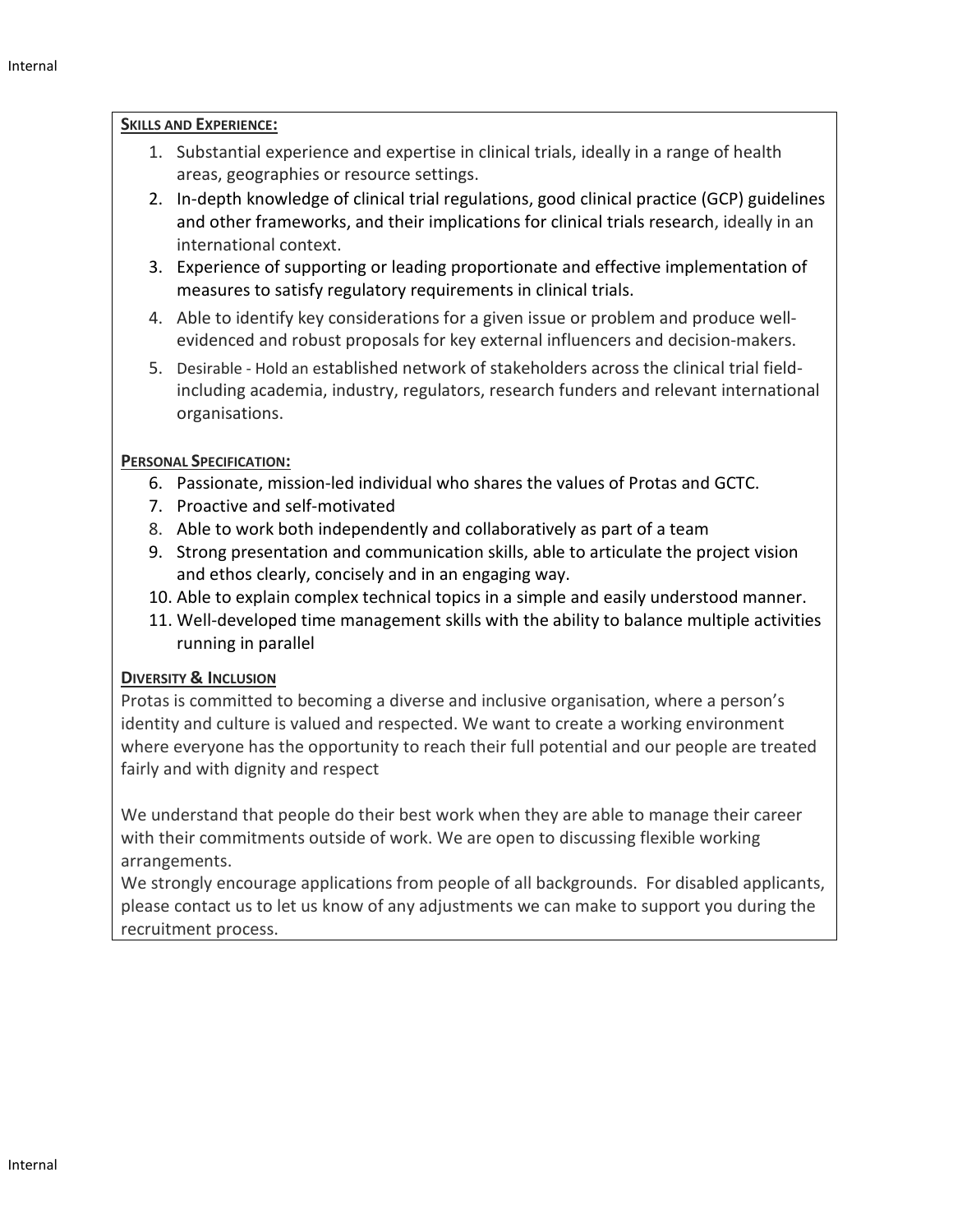**SKILLS AND EXPERIENCE:**

1. Substantial experience and expertise in clinical trials, ideally in a range of health areas, geographies or resource settings.
2. In-depth knowledge of clinical trial regulations, good clinical practice (GCP) guidelines and other frameworks, and their implications for clinical trials research, ideally in an international context.
3. Experience of supporting or leading proportionate and effective implementation of measures to satisfy regulatory requirements in clinical trials.
4. Able to identify key considerations for a given issue or problem and produce well-evidenced and robust proposals for key external influencers and decision-makers.
5. Desirable - Hold an established network of stakeholders across the clinical trial field- including academia, industry, regulators, research funders and relevant international organisations.

**PERSONAL SPECIFICATION:**

6. Passionate, mission-led individual who shares the values of Protas and GCTC.
7. Proactive and self-motivated
8. Able to work both independently and collaboratively as part of a team
9. Strong presentation and communication skills, able to articulate the project vision and ethos clearly, concisely and in an engaging way.
10. Able to explain complex technical topics in a simple and easily understood manner.
11. Well-developed time management skills with the ability to balance multiple activities running in parallel

**DIVERSITY & INCLUSION**

Protas is committed to becoming a diverse and inclusive organisation, where a person's identity and culture is valued and respected. We want to create a working environment where everyone has the opportunity to reach their full potential and our people are treated fairly and with dignity and respect

We understand that people do their best work when they are able to manage their career with their commitments outside of work. We are open to discussing flexible working arrangements.

We strongly encourage applications from people of all backgrounds. For disabled applicants, please contact us to let us know of any adjustments we can make to support you during the recruitment process.